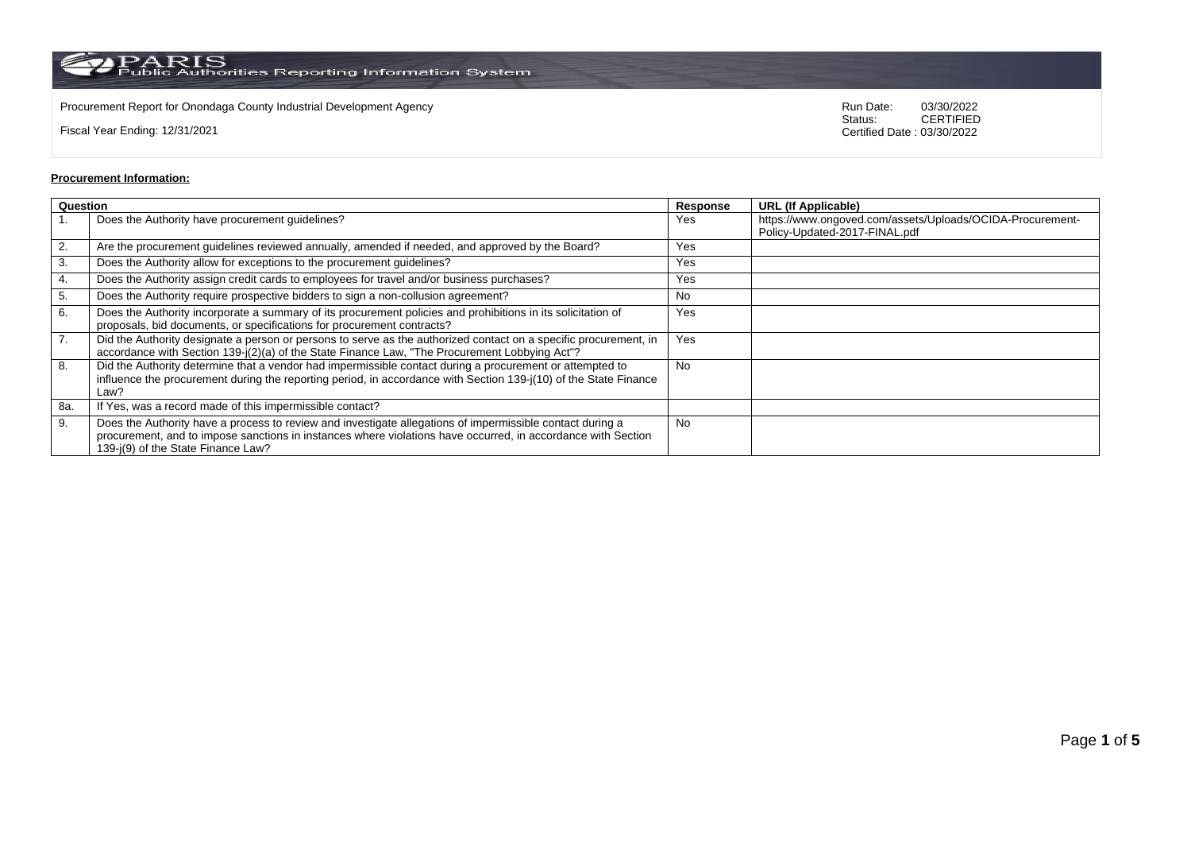# PARIS Public Authorities Reporting Information System

Procurement Report for Onondaga County Industrial Development Agency

Fiscal Year Ending: 12/31/2021

Run Date: 03/30/2022
Status: CERTIFIED
Certified Date : 03/30/2022

**Procurement Information:**

| Question | | Response | URL (If Applicable) |
|---|---|---|---|
| 1. | Does the Authority have procurement guidelines? | Yes | https://www.ongoved.com/assets/Uploads/OCIDA-Procurement-Policy-Updated-2017-FINAL.pdf |
| 2. | Are the procurement guidelines reviewed annually, amended if needed, and approved by the Board? | Yes | |
| 3. | Does the Authority allow for exceptions to the procurement guidelines? | Yes | |
| 4. | Does the Authority assign credit cards to employees for travel and/or business purchases? | Yes | |
| 5. | Does the Authority require prospective bidders to sign a non-collusion agreement? | No | |
| 6. | Does the Authority incorporate a summary of its procurement policies and prohibitions in its solicitation of proposals, bid documents, or specifications for procurement contracts? | Yes | |
| 7. | Did the Authority designate a person or persons to serve as the authorized contact on a specific procurement, in accordance with Section 139-j(2)(a) of the State Finance Law, "The Procurement Lobbying Act"? | Yes | |
| 8. | Did the Authority determine that a vendor had impermissible contact during a procurement or attempted to influence the procurement during the reporting period, in accordance with Section 139-j(10) of the State Finance Law? | No | |
| 8a. | If Yes, was a record made of this impermissible contact? | | |
| 9. | Does the Authority have a process to review and investigate allegations of impermissible contact during a procurement, and to impose sanctions in instances where violations have occurred, in accordance with Section 139-j(9) of the State Finance Law? | No | |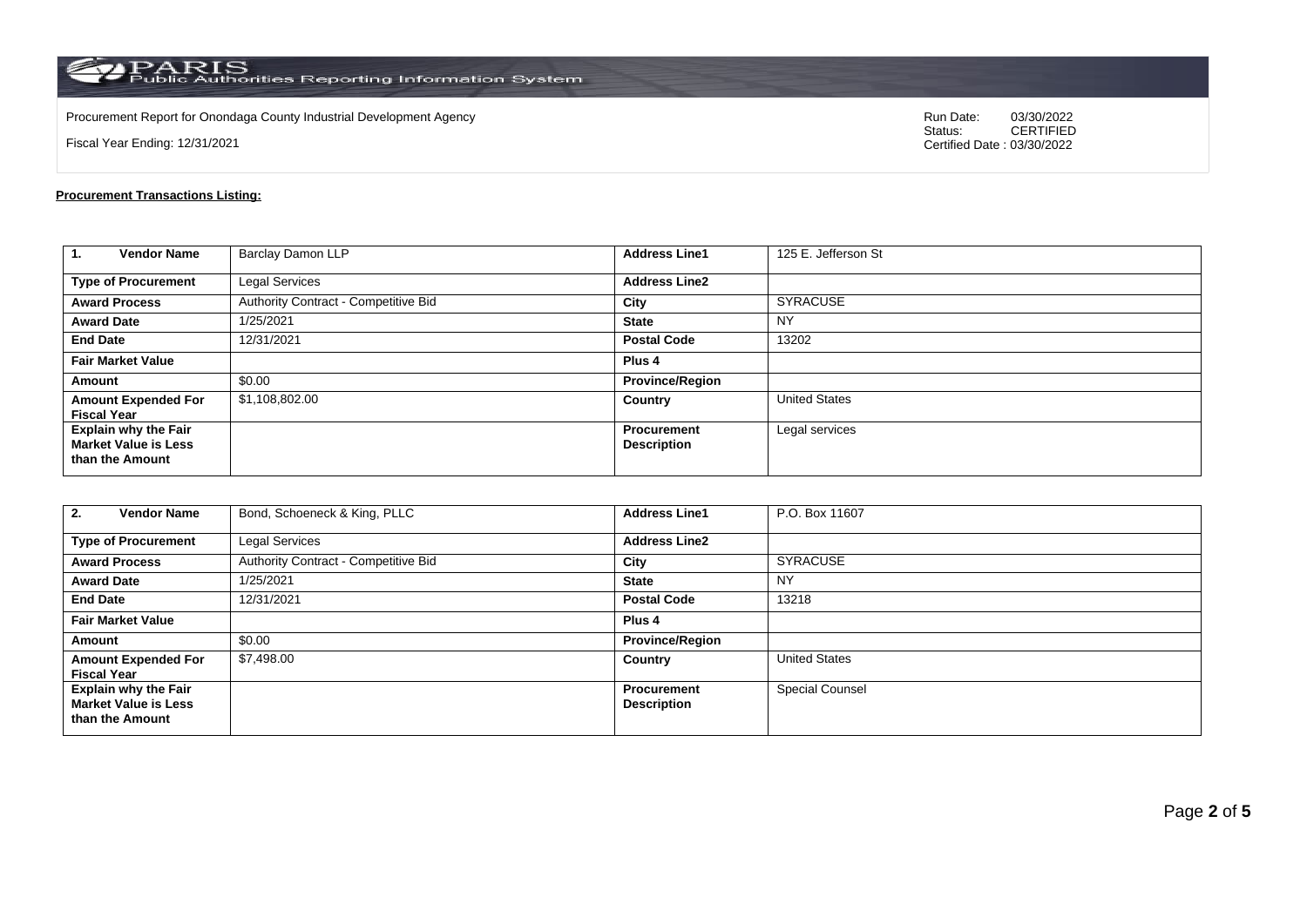PARIS Public Authorities Reporting Information System

Procurement Report for Onondaga County Industrial Development Agency

Fiscal Year Ending: 12/31/2021

Run Date: 03/30/2022
Status: CERTIFIED
Certified Date : 03/30/2022

**Procurement Transactions Listing:**

| 1. Vendor Name | Barclay Damon LLP | Address Line1 | 125 E. Jefferson St |
|---|---|---|---|
| Type of Procurement | Legal Services | Address Line2 | |
| Award Process | Authority Contract - Competitive Bid | City | SYRACUSE |
| Award Date | 1/25/2021 | State | NY |
| End Date | 12/31/2021 | Postal Code | 13202 |
| Fair Market Value | | Plus 4 | |
| Amount | $0.00 | Province/Region | |
| Amount Expended For Fiscal Year | $1,108,802.00 | Country | United States |
| Explain why the Fair Market Value is Less than the Amount | | Procurement Description | Legal services |

| 2. Vendor Name | Bond, Schoeneck & King, PLLC | Address Line1 | P.O. Box 11607 |
|---|---|---|---|
| Type of Procurement | Legal Services | Address Line2 | |
| Award Process | Authority Contract - Competitive Bid | City | SYRACUSE |
| Award Date | 1/25/2021 | State | NY |
| End Date | 12/31/2021 | Postal Code | 13218 |
| Fair Market Value | | Plus 4 | |
| Amount | $0.00 | Province/Region | |
| Amount Expended For Fiscal Year | $7,498.00 | Country | United States |
| Explain why the Fair Market Value is Less than the Amount | | Procurement Description | Special Counsel |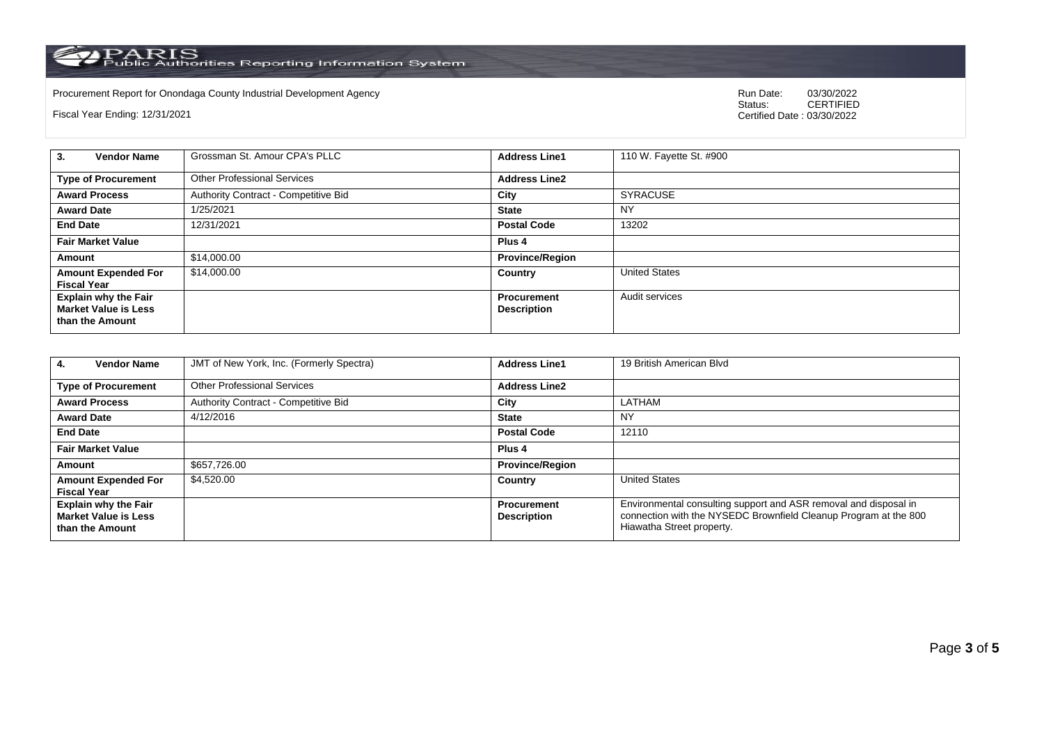Procurement Report for Onondaga County Industrial Development Agency

Fiscal Year Ending: 12/31/2021

Run Date: 03/30/2022
Status: CERTIFIED
Certified Date : 03/30/2022

| **3. Vendor Name** | Grossman St. Amour CPA's PLLC | **Address Line1** | 110 W. Fayette St. #900 |
|---|---|---|---|
| **Type of Procurement** | Other Professional Services | **Address Line2** | |
| **Award Process** | Authority Contract - Competitive Bid | **City** | SYRACUSE |
| **Award Date** | 1/25/2021 | **State** | NY |
| **End Date** | 12/31/2021 | **Postal Code** | 13202 |
| **Fair Market Value** | | **Plus 4** | |
| **Amount** | $14,000.00 | **Province/Region** | |
| **Amount Expended For Fiscal Year** | $14,000.00 | **Country** | United States |
| **Explain why the Fair Market Value is Less than the Amount** | | **Procurement Description** | Audit services |

| **4. Vendor Name** | JMT of New York, Inc. (Formerly Spectra) | **Address Line1** | 19 British American Blvd |
|---|---|---|---|
| **Type of Procurement** | Other Professional Services | **Address Line2** | |
| **Award Process** | Authority Contract - Competitive Bid | **City** | LATHAM |
| **Award Date** | 4/12/2016 | **State** | NY |
| **End Date** | | **Postal Code** | 12110 |
| **Fair Market Value** | | **Plus 4** | |
| **Amount** | $657,726.00 | **Province/Region** | |
| **Amount Expended For Fiscal Year** | $4,520.00 | **Country** | United States |
| **Explain why the Fair Market Value is Less than the Amount** | | **Procurement Description** | Environmental consulting support and ASR removal and disposal in connection with the NYSEDC Brownfield Cleanup Program at the 800 Hiawatha Street property. |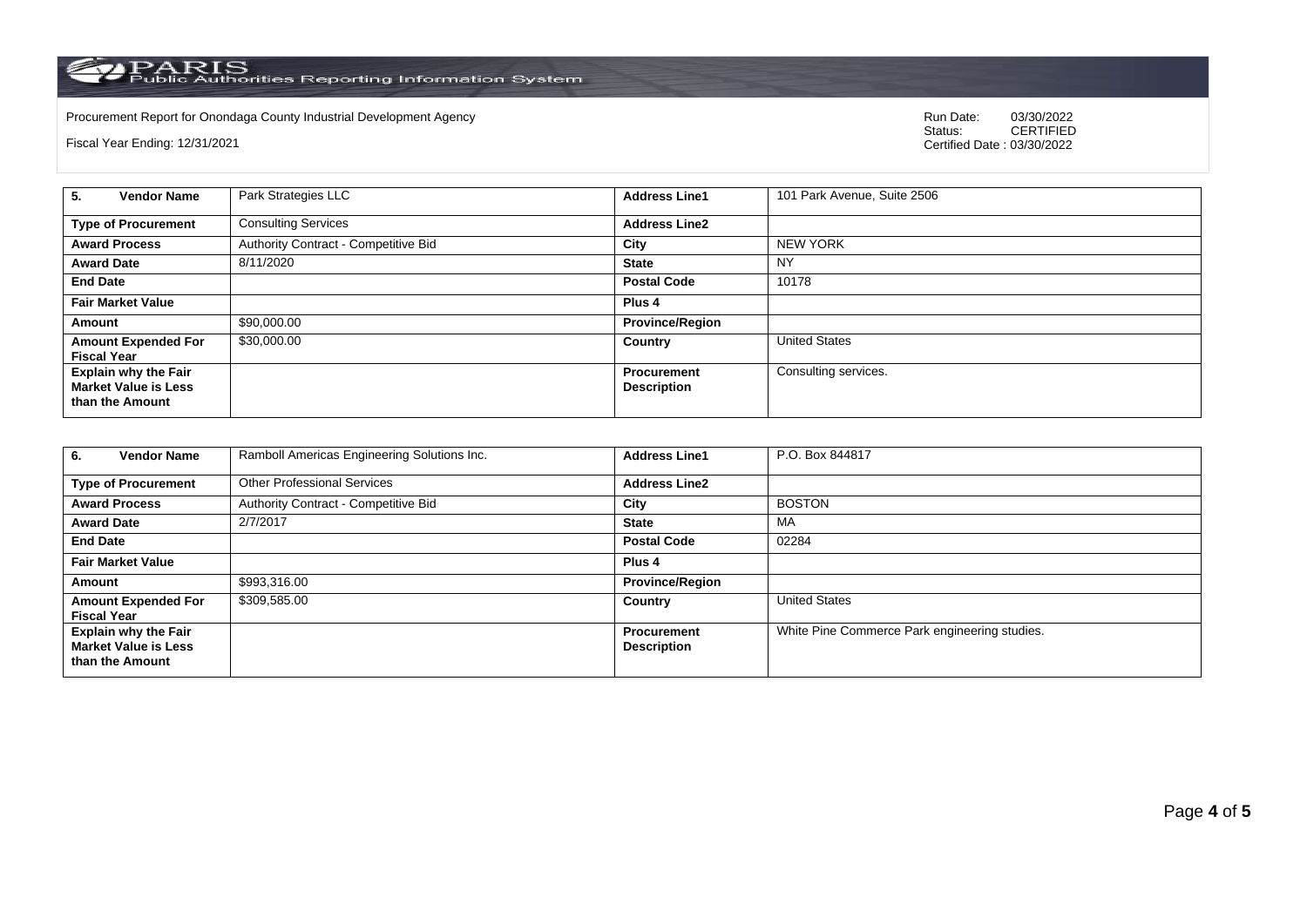Procurement Report for Onondaga County Industrial Development Agency

Fiscal Year Ending: 12/31/2021

Run Date: 03/30/2022
Status: CERTIFIED
Certified Date : 03/30/2022

| **5. Vendor Name** | Park Strategies LLC | **Address Line1** | 101 Park Avenue, Suite 2506 |
|---|---|---|---|
| **Type of Procurement** | Consulting Services | **Address Line2** | |
| **Award Process** | Authority Contract - Competitive Bid | **City** | NEW YORK |
| **Award Date** | 8/11/2020 | **State** | NY |
| **End Date** | | **Postal Code** | 10178 |
| **Fair Market Value** | | **Plus 4** | |
| **Amount** | $90,000.00 | **Province/Region** | |
| **Amount Expended For Fiscal Year** | $30,000.00 | **Country** | United States |
| **Explain why the Fair Market Value is Less than the Amount** | | **Procurement Description** | Consulting services. |

| **6. Vendor Name** | Ramboll Americas Engineering Solutions Inc. | **Address Line1** | P.O. Box 844817 |
|---|---|---|---|
| **Type of Procurement** | Other Professional Services | **Address Line2** | |
| **Award Process** | Authority Contract - Competitive Bid | **City** | BOSTON |
| **Award Date** | 2/7/2017 | **State** | MA |
| **End Date** | | **Postal Code** | 02284 |
| **Fair Market Value** | | **Plus 4** | |
| **Amount** | $993,316.00 | **Province/Region** | |
| **Amount Expended For Fiscal Year** | $309,585.00 | **Country** | United States |
| **Explain why the Fair Market Value is Less than the Amount** | | **Procurement Description** | White Pine Commerce Park engineering studies. |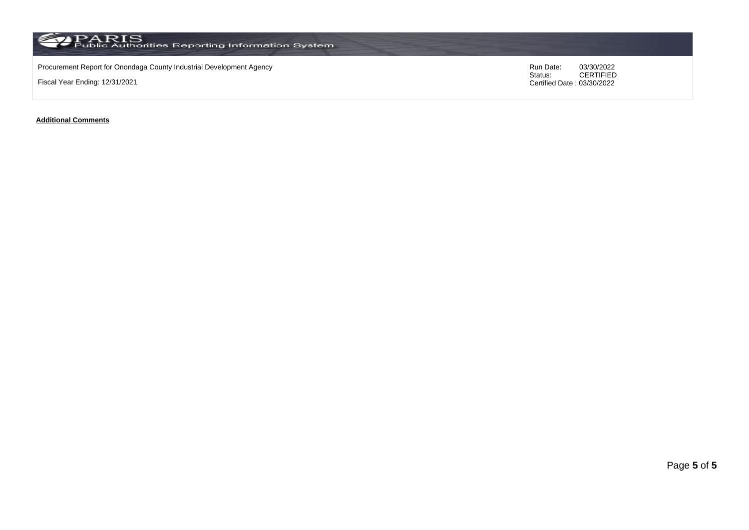Procurement Report for Onondaga County Industrial Development Agency

Fiscal Year Ending: 12/31/2021

Run Date: 03/30/2022
Status: CERTIFIED
Certified Date : 03/30/2022

**Additional Comments**